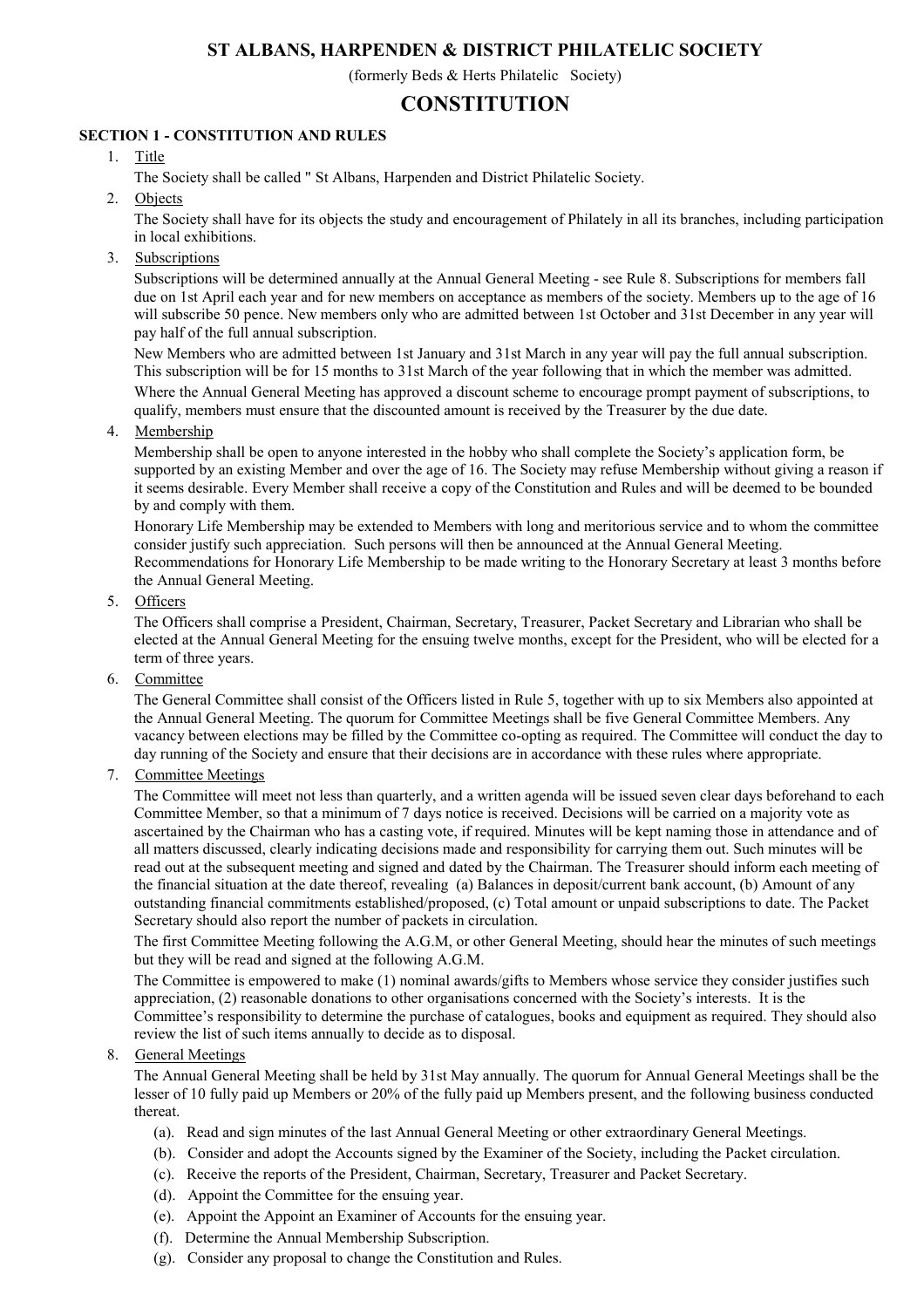# ST ALBANS, HARPENDEN & DISTRICT PHILATELIC SOCIETY

(formerly Beds & Herts Philatelic Society)

# CONSTITUTION

## SECTION 1 - CONSTITUTION AND RULES

1. Title

   The Society shall be called " St Albans, Harpenden and District Philatelic Society.

2. Objects

   The Society shall have for its objects the study and encouragement of Philately in all its branches, including participation in local exhibitions.

3. Subscriptions

   Subscriptions will be determined annually at the Annual General Meeting - see Rule 8. Subscriptions for members fall due on 1st April each year and for new members on acceptance as members of the society. Members up to the age of 16 will subscribe 50 pence. New members only who are admitted between 1st October and 31st December in any year will pay half of the full annual subscription.

   New Members who are admitted between 1st January and 31st March in any year will pay the full annual subscription. This subscription will be for 15 months to 31st March of the year following that in which the member was admitted.

   Where the Annual General Meeting has approved a discount scheme to encourage prompt payment of subscriptions, to qualify, members must ensure that the discounted amount is received by the Treasurer by the due date.

4. Membership

   Membership shall be open to anyone interested in the hobby who shall complete the Society's application form, be supported by an existing Member and over the age of 16. The Society may refuse Membership without giving a reason if it seems desirable. Every Member shall receive a copy of the Constitution and Rules and will be deemed to be bounded by and comply with them.

   Honorary Life Membership may be extended to Members with long and meritorious service and to whom the committee consider justify such appreciation. Such persons will then be announced at the Annual General Meeting. Recommendations for Honorary Life Membership to be made writing to the Honorary Secretary at least 3 months before the Annual General Meeting.

5. Officers

   The Officers shall comprise a President, Chairman, Secretary, Treasurer, Packet Secretary and Librarian who shall be elected at the Annual General Meeting for the ensuing twelve months, except for the President, who will be elected for a term of three years.

6. Committee

   The General Committee shall consist of the Officers listed in Rule 5, together with up to six Members also appointed at the Annual General Meeting. The quorum for Committee Meetings shall be five General Committee Members. Any vacancy between elections may be filled by the Committee co-opting as required. The Committee will conduct the day to day running of the Society and ensure that their decisions are in accordance with these rules where appropriate.

7. Committee Meetings

   The Committee will meet not less than quarterly, and a written agenda will be issued seven clear days beforehand to each Committee Member, so that a minimum of 7 days notice is received. Decisions will be carried on a majority vote as ascertained by the Chairman who has a casting vote, if required. Minutes will be kept naming those in attendance and of all matters discussed, clearly indicating decisions made and responsibility for carrying them out. Such minutes will be read out at the subsequent meeting and signed and dated by the Chairman. The Treasurer should inform each meeting of the financial situation at the date thereof, revealing (a) Balances in deposit/current bank account, (b) Amount of any outstanding financial commitments established/proposed, (c) Total amount or unpaid subscriptions to date. The Packet Secretary should also report the number of packets in circulation.

   The first Committee Meeting following the A.G.M, or other General Meeting, should hear the minutes of such meetings but they will be read and signed at the following A.G.M.

   The Committee is empowered to make (1) nominal awards/gifts to Members whose service they consider justifies such appreciation, (2) reasonable donations to other organisations concerned with the Society's interests. It is the Committee's responsibility to determine the purchase of catalogues, books and equipment as required. They should also review the list of such items annually to decide as to disposal.

8. General Meetings

   The Annual General Meeting shall be held by 31st May annually. The quorum for Annual General Meetings shall be the lesser of 10 fully paid up Members or 20% of the fully paid up Members present, and the following business conducted thereat.

   (a). Read and sign minutes of the last Annual General Meeting or other extraordinary General Meetings.
   
   (b). Consider and adopt the Accounts signed by the Examiner of the Society, including the Packet circulation.
   
   (c). Receive the reports of the President, Chairman, Secretary, Treasurer and Packet Secretary.
   
   (d). Appoint the Committee for the ensuing year.
   
   (e). Appoint the Appoint an Examiner of Accounts for the ensuing year.
   
   (f). Determine the Annual Membership Subscription.
   
   (g). Consider any proposal to change the Constitution and Rules.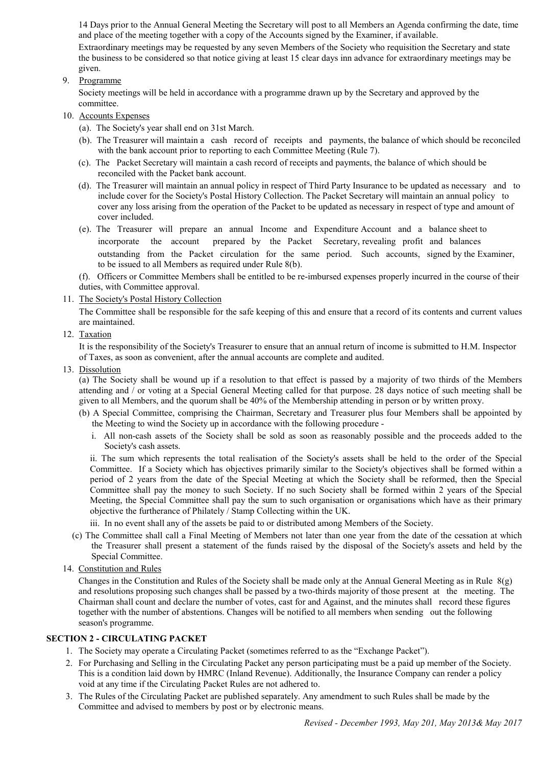14 Days prior to the Annual General Meeting the Secretary will post to all Members an Agenda confirming the date, time and place of the meeting together with a copy of the Accounts signed by the Examiner, if available.

Extraordinary meetings may be requested by any seven Members of the Society who requisition the Secretary and state the business to be considered so that notice giving at least 15 clear days inn advance for extraordinary meetings may be given.

9. Programme

   Society meetings will be held in accordance with a programme drawn up by the Secretary and approved by the committee.

10. Accounts Expenses

    (a). The Society's year shall end on 31st March.

    (b). The Treasurer will maintain a cash record of receipts and payments, the balance of which should be reconciled with the bank account prior to reporting to each Committee Meeting (Rule 7).

    (c). The Packet Secretary will maintain a cash record of receipts and payments, the balance of which should be reconciled with the Packet bank account.

    (d). The Treasurer will maintain an annual policy in respect of Third Party Insurance to be updated as necessary and to include cover for the Society's Postal History Collection. The Packet Secretary will maintain an annual policy to cover any loss arising from the operation of the Packet to be updated as necessary in respect of type and amount of cover included.

    (e). The Treasurer will prepare an annual Income and Expenditure Account and a balance sheet to incorporate the account prepared by the Packet Secretary, revealing profit and balances outstanding from the Packet circulation for the same period. Such accounts, signed by the Examiner, to be issued to all Members as required under Rule 8(b).

    (f). Officers or Committee Members shall be entitled to be re-imbursed expenses properly incurred in the course of their duties, with Committee approval.

11. The Society's Postal History Collection

    The Committee shall be responsible for the safe keeping of this and ensure that a record of its contents and current values are maintained.

12. Taxation

    It is the responsibility of the Society's Treasurer to ensure that an annual return of income is submitted to H.M. Inspector of Taxes, as soon as convenient, after the annual accounts are complete and audited.

13. Dissolution

    (a) The Society shall be wound up if a resolution to that effect is passed by a majority of two thirds of the Members attending and / or voting at a Special General Meeting called for that purpose. 28 days notice of such meeting shall be given to all Members, and the quorum shall be 40% of the Membership attending in person or by written proxy.

    (b) A Special Committee, comprising the Chairman, Secretary and Treasurer plus four Members shall be appointed by the Meeting to wind the Society up in accordance with the following procedure -

    i. All non-cash assets of the Society shall be sold as soon as reasonably possible and the proceeds added to the Society's cash assets.

    ii. The sum which represents the total realisation of the Society's assets shall be held to the order of the Special Committee. If a Society which has objectives primarily similar to the Society's objectives shall be formed within a period of 2 years from the date of the Special Meeting at which the Society shall be reformed, then the Special Committee shall pay the money to such Society. If no such Society shall be formed within 2 years of the Special Meeting, the Special Committee shall pay the sum to such organisation or organisations which have as their primary objective the furtherance of Philately / Stamp Collecting within the UK.

    iii. In no event shall any of the assets be paid to or distributed among Members of the Society.

    (c) The Committee shall call a Final Meeting of Members not later than one year from the date of the cessation at which the Treasurer shall present a statement of the funds raised by the disposal of the Society's assets and held by the Special Committee.

14. Constitution and Rules

    Changes in the Constitution and Rules of the Society shall be made only at the Annual General Meeting as in Rule 8(g) and resolutions proposing such changes shall be passed by a two-thirds majority of those present at the meeting. The Chairman shall count and declare the number of votes, cast for and Against, and the minutes shall record these figures together with the number of abstentions. Changes will be notified to all members when sending out the following season's programme.

## SECTION 2 - CIRCULATING PACKET

1. The Society may operate a Circulating Packet (sometimes referred to as the "Exchange Packet").
2. For Purchasing and Selling in the Circulating Packet any person participating must be a paid up member of the Society. This is a condition laid down by HMRC (Inland Revenue). Additionally, the Insurance Company can render a policy void at any time if the Circulating Packet Rules are not adhered to.
3. The Rules of the Circulating Packet are published separately. Any amendment to such Rules shall be made by the Committee and advised to members by post or by electronic means.

*Revised - December 1993, May 201, May 2013& May 2017*